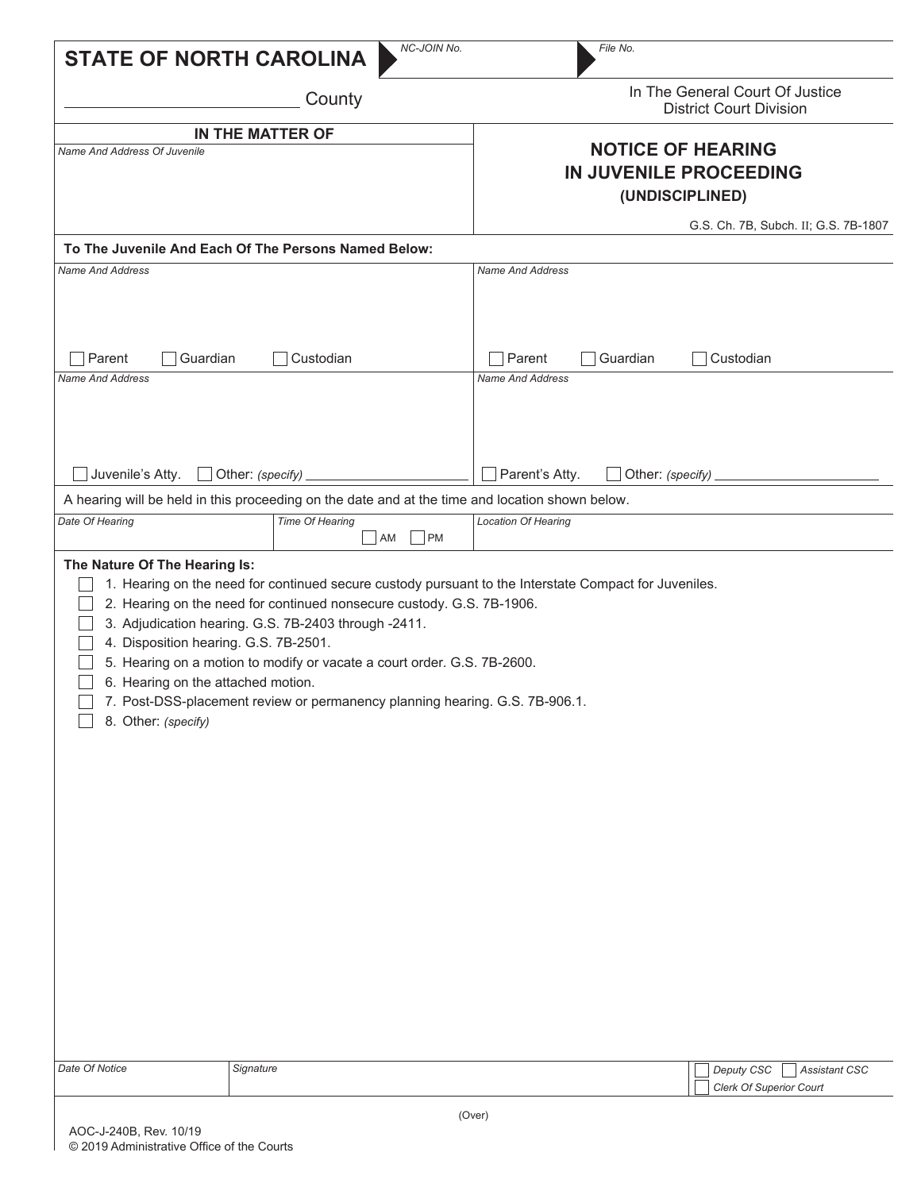**STATE OF NORTH CAROLINA**

NC-JOIN No.

File No.

_________________________ County

In The General Court Of Justice
District Court Division

**IN THE MATTER OF**

*Name And Address Of Juvenile*

## NOTICE OF HEARING IN JUVENILE PROCEEDING

### (UNDISCIPLINED)

G.S. Ch. 7B, Subch. II; G.S. 7B-1807

**To The Juvenile And Each Of The Persons Named Below:**

| *Name And Address* | *Name And Address* |
|---|---|
| ☐ Parent ☐ Guardian ☐ Custodian | ☐ Parent ☐ Guardian ☐ Custodian |
| *Name And Address* | *Name And Address* |
| ☐ Juvenile's Atty. ☐ Other: *(specify)* ______________ | ☐ Parent's Atty. ☐ Other: *(specify)* ______________ |

A hearing will be held in this proceeding on the date and at the time and location shown below.

| *Date Of Hearing* | *Time Of Hearing* | *Location Of Hearing* |
|---|---|---|
| | ☐ AM ☐ PM | |

**The Nature Of The Hearing Is:**

- ☐ 1. Hearing on the need for continued secure custody pursuant to the Interstate Compact for Juveniles.
- ☐ 2. Hearing on the need for continued nonsecure custody. G.S. 7B-1906.
- ☐ 3. Adjudication hearing. G.S. 7B-2403 through -2411.
- ☐ 4. Disposition hearing. G.S. 7B-2501.
- ☐ 5. Hearing on a motion to modify or vacate a court order. G.S. 7B-2600.
- ☐ 6. Hearing on the attached motion.
- ☐ 7. Post-DSS-placement review or permanency planning hearing. G.S. 7B-906.1.
- ☐ 8. Other: *(specify)*

| *Date Of Notice* | *Signature* | ☐ *Deputy CSC* ☐ *Assistant CSC* ☐ *Clerk Of Superior Court* |
|---|---|---|
| | | |

(Over)

AOC-J-240B, Rev. 10/19
© 2019 Administrative Office of the Courts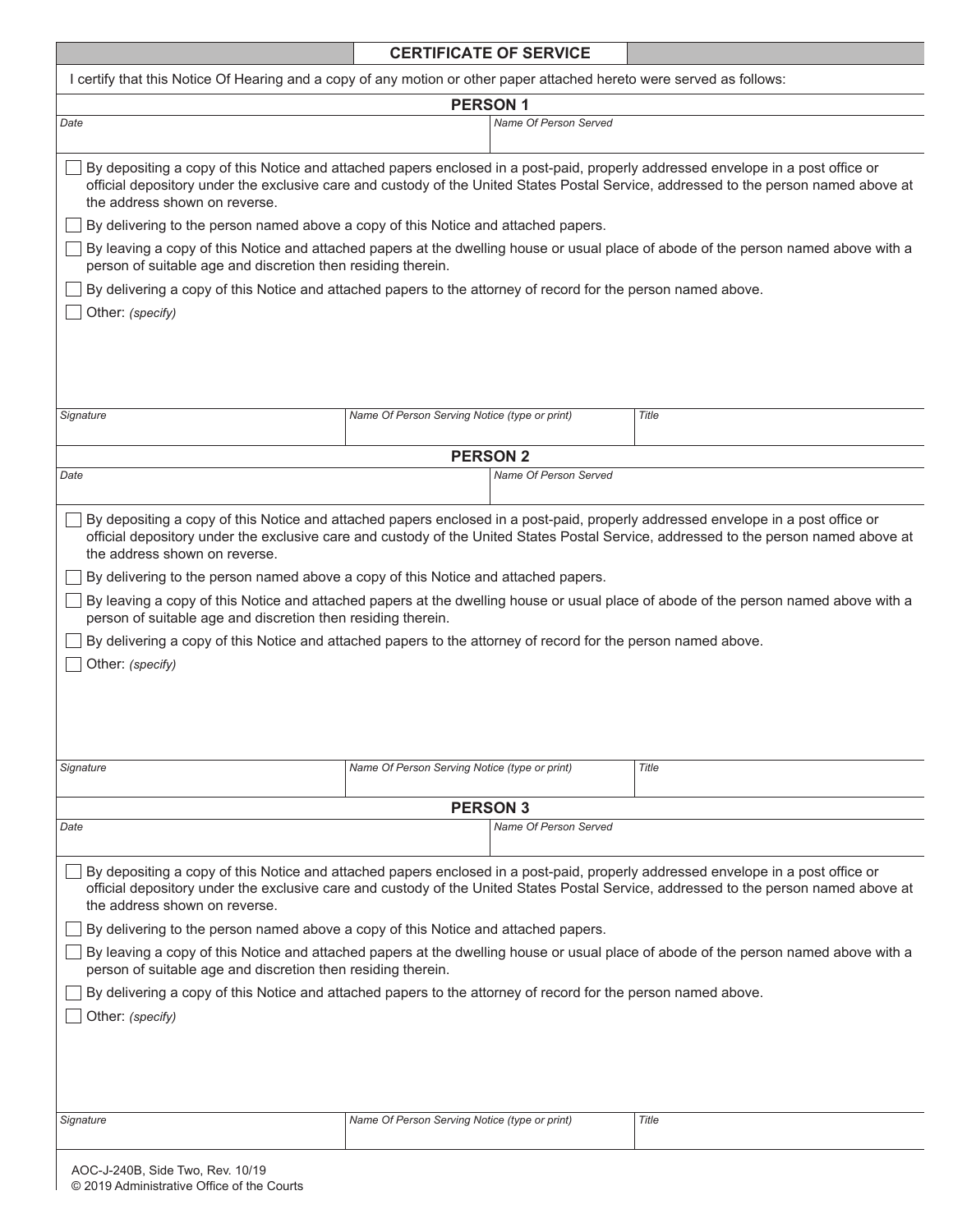## CERTIFICATE OF SERVICE

I certify that this Notice Of Hearing and a copy of any motion or other paper attached hereto were served as follows:

### PERSON 1

| Date | Name Of Person Served |
|---|---|
| | |

- ☐ By depositing a copy of this Notice and attached papers enclosed in a post-paid, properly addressed envelope in a post office or official depository under the exclusive care and custody of the United States Postal Service, addressed to the person named above at the address shown on reverse.
- ☐ By delivering to the person named above a copy of this Notice and attached papers.
- ☐ By leaving a copy of this Notice and attached papers at the dwelling house or usual place of abode of the person named above with a person of suitable age and discretion then residing therein.
- ☐ By delivering a copy of this Notice and attached papers to the attorney of record for the person named above.
- ☐ Other: *(specify)*

| Signature | Name Of Person Serving Notice (type or print) | Title |
|---|---|---|
| | | |

### PERSON 2

| Date | Name Of Person Served |
|---|---|
| | |

- ☐ By depositing a copy of this Notice and attached papers enclosed in a post-paid, properly addressed envelope in a post office or official depository under the exclusive care and custody of the United States Postal Service, addressed to the person named above at the address shown on reverse.
- ☐ By delivering to the person named above a copy of this Notice and attached papers.
- ☐ By leaving a copy of this Notice and attached papers at the dwelling house or usual place of abode of the person named above with a person of suitable age and discretion then residing therein.
- ☐ By delivering a copy of this Notice and attached papers to the attorney of record for the person named above.
- ☐ Other: *(specify)*

| Signature | Name Of Person Serving Notice (type or print) | Title |
|---|---|---|
| | | |

### PERSON 3

| Date | Name Of Person Served |
|---|---|
| | |

- ☐ By depositing a copy of this Notice and attached papers enclosed in a post-paid, properly addressed envelope in a post office or official depository under the exclusive care and custody of the United States Postal Service, addressed to the person named above at the address shown on reverse.
- ☐ By delivering to the person named above a copy of this Notice and attached papers.
- ☐ By leaving a copy of this Notice and attached papers at the dwelling house or usual place of abode of the person named above with a person of suitable age and discretion then residing therein.
- ☐ By delivering a copy of this Notice and attached papers to the attorney of record for the person named above.
- ☐ Other: *(specify)*

| Signature | Name Of Person Serving Notice (type or print) | Title |
|---|---|---|
| | | |

AOC-J-240B, Side Two, Rev. 10/19
© 2019 Administrative Office of the Courts